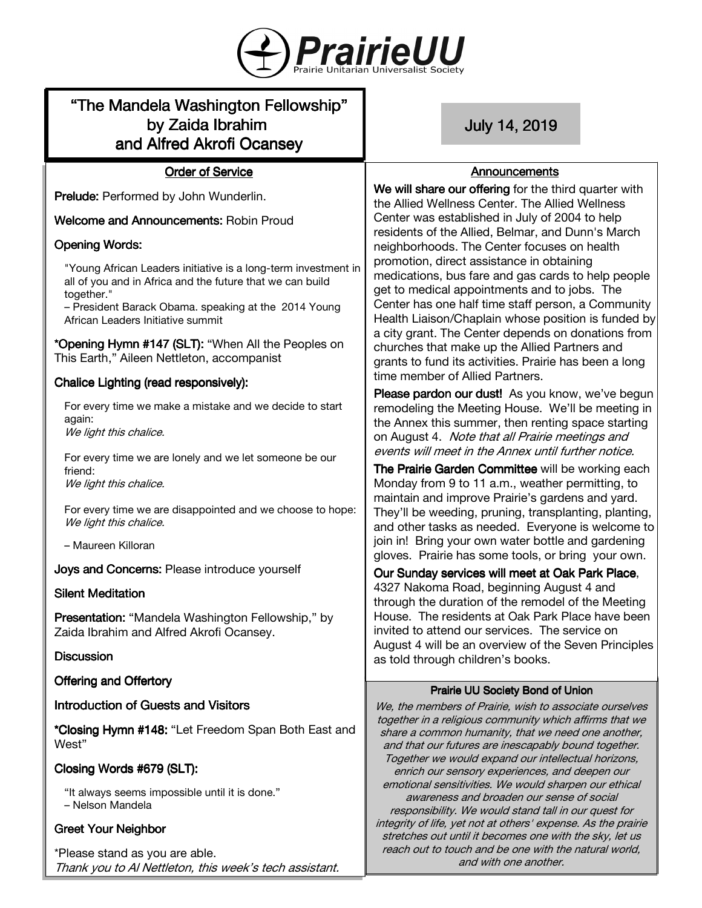# PrairieUU

Prairie Unitarian Universalist Society

## "The Mandela Washington Fellowship" by Zaida Ibrahim and Alfred Akrofi Ocansey

July 14, 2019

### Order of Service

**Prelude:** Performed by John Wunderlin.

**Welcome and Announcements:** Robin Proud

**Opening Words:**

"Young African Leaders initiative is a long-term investment in all of you and in Africa and the future that we can build together."
– President Barack Obama. speaking at the 2014 Young African Leaders Initiative summit

**\*Opening Hymn #147 (SLT):** "When All the Peoples on This Earth," Aileen Nettleton, accompanist

**Chalice Lighting (read responsively):**

For every time we make a mistake and we decide to start again:
*We light this chalice.*

For every time we are lonely and we let someone be our friend:
*We light this chalice.*

For every time we are disappointed and we choose to hope:
*We light this chalice.*

– Maureen Killoran

**Joys and Concerns:** Please introduce yourself

**Silent Meditation**

**Presentation:** "Mandela Washington Fellowship," by Zaida Ibrahim and Alfred Akrofi Ocansey.

**Discussion**

**Offering and Offertory**

**Introduction of Guests and Visitors**

**\*Closing Hymn #148:** "Let Freedom Span Both East and West"

**Closing Words #679 (SLT):**

"It always seems impossible until it is done."
– Nelson Mandela

**Greet Your Neighbor**

\*Please stand as you are able.
*Thank you to Al Nettleton, this week's tech assistant.*

### Announcements

**We will share our offering** for the third quarter with the Allied Wellness Center. The Allied Wellness Center was established in July of 2004 to help residents of the Allied, Belmar, and Dunn's Marsh neighborhoods. The Center focuses on health promotion, direct assistance in obtaining medications, bus fare and gas cards to help people get to medical appointments and to jobs. The Center has one half time staff person, a Community Health Liaison/Chaplain whose position is funded by a city grant. The Center depends on donations from churches that make up the Allied Partners and grants to fund its activities. Prairie has been a long time member of Allied Partners.

**Please pardon our dust!** As you know, we've begun remodeling the Meeting House. We'll be meeting in the Annex this summer, then renting space starting on August 4. *Note that all Prairie meetings and events will meet in the Annex until further notice.*

**The Prairie Garden Committee** will be working each Monday from 9 to 11 a.m., weather permitting, to maintain and improve Prairie's gardens and yard. They'll be weeding, pruning, transplanting, planting, and other tasks as needed. Everyone is welcome to join in! Bring your own water bottle and gardening gloves. Prairie has some tools, or bring your own.

**Our Sunday services will meet at Oak Park Place**, 4327 Nakoma Road, beginning August 4 and through the duration of the remodel of the Meeting House. The residents at Oak Park Place have been invited to attend our services. The service on August 4 will be an overview of the Seven Principles as told through children's books.

### Prairie UU Society Bond of Union

*We, the members of Prairie, wish to associate ourselves together in a religious community which affirms that we share a common humanity, that we need one another, and that our futures are inescapably bound together. Together we would expand our intellectual horizons, enrich our sensory experiences, and deepen our emotional sensitivities. We would sharpen our ethical awareness and broaden our sense of social responsibility. We would stand tall in our quest for integrity of life, yet not at others' expense. As the prairie stretches out until it becomes one with the sky, let us reach out to touch and be one with the natural world, and with one another.*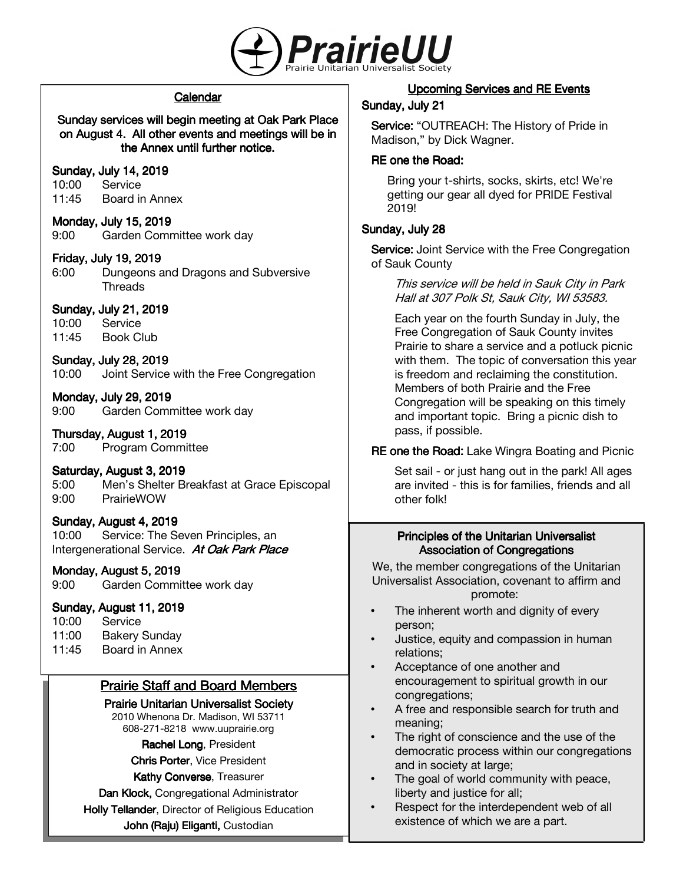# PrairieUU

Prairie Unitarian Universalist Society

## Calendar

**Sunday services will begin meeting at Oak Park Place on August 4. All other events and meetings will be in the Annex until further notice.**

**Sunday, July 14, 2019**
10:00 Service
11:45 Board in Annex

**Monday, July 15, 2019**
9:00 Garden Committee work day

**Friday, July 19, 2019**
6:00 Dungeons and Dragons and Subversive Threads

**Sunday, July 21, 2019**
10:00 Service
11:45 Book Club

**Sunday, July 28, 2019**
10:00 Joint Service with the Free Congregation

**Monday, July 29, 2019**
9:00 Garden Committee work day

**Thursday, August 1, 2019**
7:00 Program Committee

**Saturday, August 3, 2019**
5:00 Men's Shelter Breakfast at Grace Episcopal
9:00 PrairieWOW

**Sunday, August 4, 2019**
10:00 Service: The Seven Principles, an Intergenerational Service. *At Oak Park Place*

**Monday, August 5, 2019**
9:00 Garden Committee work day

**Sunday, August 11, 2019**
10:00 Service
11:00 Bakery Sunday
11:45 Board in Annex

## Prairie Staff and Board Members

**Prairie Unitarian Universalist Society**
2010 Whenona Dr. Madison, WI 53711
608-271-8218 www.uuprairie.org

**Rachel Long**, President
**Chris Porter**, Vice President
**Kathy Converse**, Treasurer
**Dan Klock,** Congregational Administrator
**Holly Tellander**, Director of Religious Education
**John (Raju) Eliganti,** Custodian

## Upcoming Services and RE Events

### Sunday, July 21

**Service:** "OUTREACH: The History of Pride in Madison," by Dick Wagner.

**RE one the Road:**

Bring your t-shirts, socks, skirts, etc! We're getting our gear all dyed for PRIDE Festival 2019!

### Sunday, July 28

**Service:** Joint Service with the Free Congregation of Sauk County

*This service will be held in Sauk City in Park Hall at 307 Polk St, Sauk City, WI 53583.*

Each year on the fourth Sunday in July, the Free Congregation of Sauk County invites Prairie to share a service and a potluck picnic with them. The topic of conversation this year is freedom and reclaiming the constitution. Members of both Prairie and the Free Congregation will be speaking on this timely and important topic. Bring a picnic dish to pass, if possible.

**RE one the Road:** Lake Wingra Boating and Picnic

Set sail - or just hang out in the park! All ages are invited - this is for families, friends and all other folk!

## Principles of the Unitarian Universalist Association of Congregations

We, the member congregations of the Unitarian Universalist Association, covenant to affirm and promote:

- The inherent worth and dignity of every person;
- Justice, equity and compassion in human relations;
- Acceptance of one another and encouragement to spiritual growth in our congregations;
- A free and responsible search for truth and meaning;
- The right of conscience and the use of the democratic process within our congregations and in society at large;
- The goal of world community with peace, liberty and justice for all;
- Respect for the interdependent web of all existence of which we are a part.